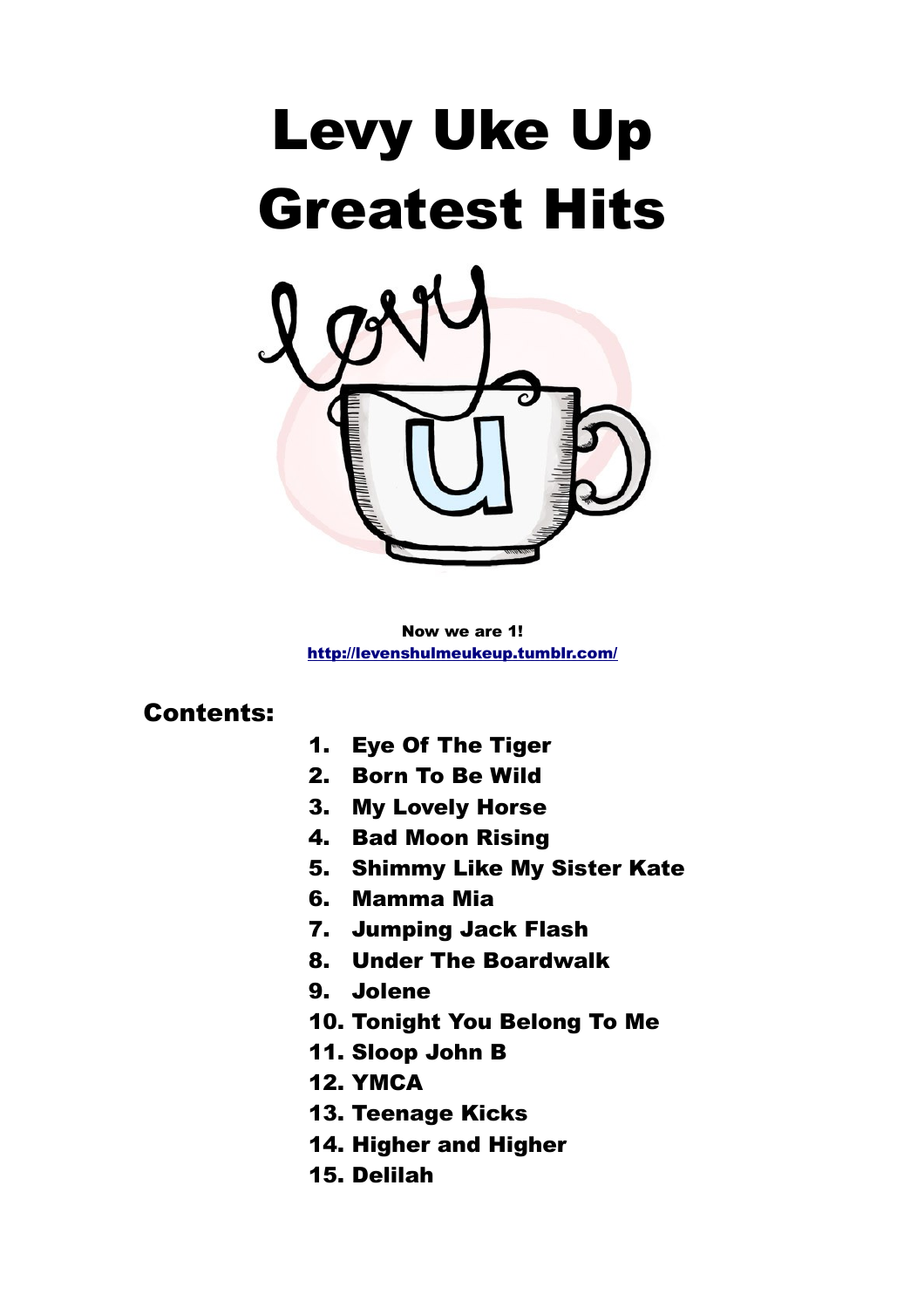# Levy Uke Up Greatest Hits

**Now we are 1!**
http://levenshulmeukeup.tumblr.com/

## Contents:

1. Eye Of The Tiger
2. Born To Be Wild
3. My Lovely Horse
4. Bad Moon Rising
5. Shimmy Like My Sister Kate
6. Mamma Mia
7. Jumping Jack Flash
8. Under The Boardwalk
9. Jolene
10. Tonight You Belong To Me
11. Sloop John B
12. YMCA
13. Teenage Kicks
14. Higher and Higher
15. Delilah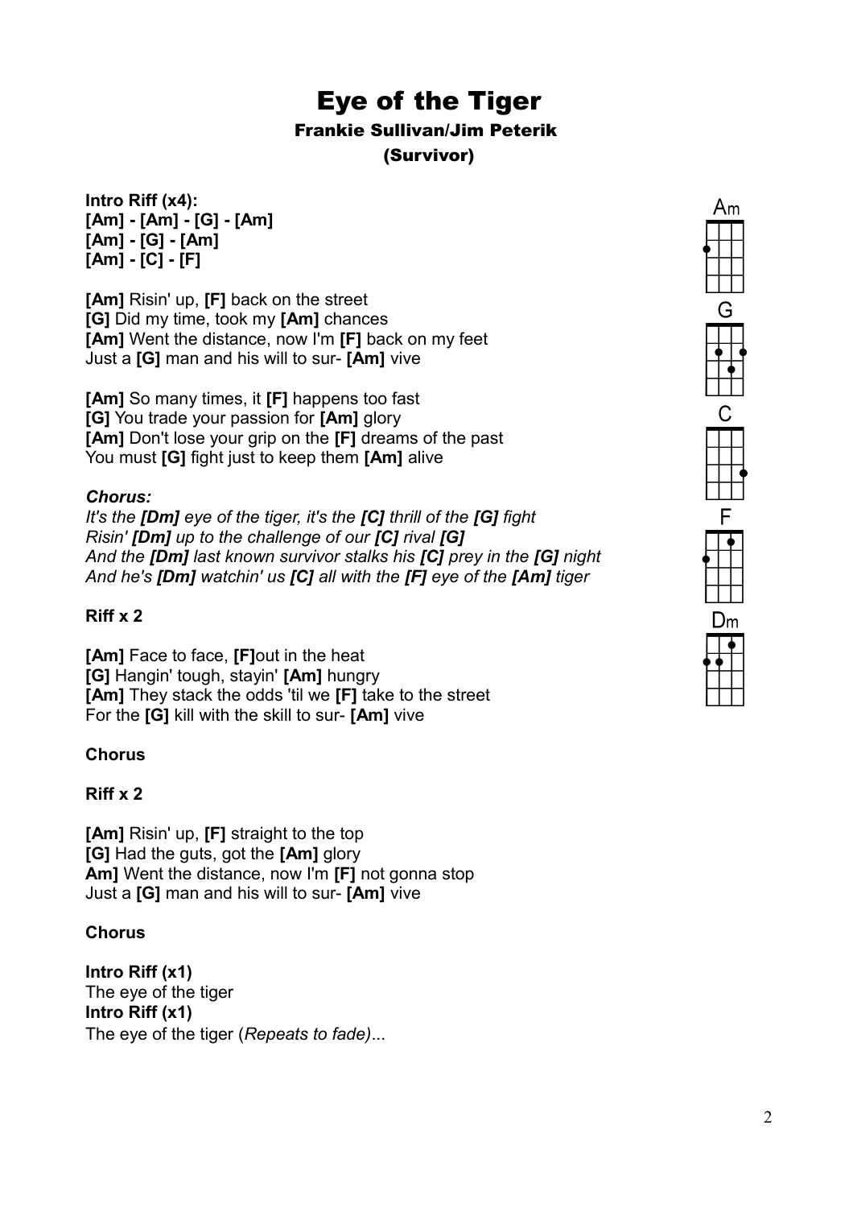# Eye of the Tiger

### Frankie Sullivan/Jim Peterik

### (Survivor)

**Intro Riff (x4):**
**[Am] - [Am] - [G] - [Am]**
**[Am] - [G] - [Am]**
**[Am] - [C] - [F]**

**[Am]** Risin' up, **[F]** back on the street
**[G]** Did my time, took my **[Am]** chances
**[Am]** Went the distance, now I'm **[F]** back on my feet
Just a **[G]** man and his will to sur- **[Am]** vive

**[Am]** So many times, it **[F]** happens too fast
**[G]** You trade your passion for **[Am]** glory
**[Am]** Don't lose your grip on the **[F]** dreams of the past
You must **[G]** fight just to keep them **[Am]** alive

***Chorus:***
*It's the **[Dm]** eye of the tiger, it's the **[C]** thrill of the **[G]** fight*
*Risin' **[Dm]** up to the challenge of our **[C]** rival **[G]***
*And the **[Dm]** last known survivor stalks his **[C]** prey in the **[G]** night*
*And he's **[Dm]** watchin' us **[C]** all with the **[F]** eye of the **[Am]** tiger*

**Riff x 2**

**[Am]** Face to face, **[F]**out in the heat
**[G]** Hangin' tough, stayin' **[Am]** hungry
**[Am]** They stack the odds 'til we **[F]** take to the street
For the **[G]** kill with the skill to sur- **[Am]** vive

**Chorus**

**Riff x 2**

**[Am]** Risin' up, **[F]** straight to the top
**[G]** Had the guts, got the **[Am]** glory
**Am]** Went the distance, now I'm **[F]** not gonna stop
Just a **[G]** man and his will to sur- **[Am]** vive

**Chorus**

**Intro Riff (x1)**
The eye of the tiger
**Intro Riff (x1)**
The eye of the tiger (*Repeats to fade)*...

Am G C F Dm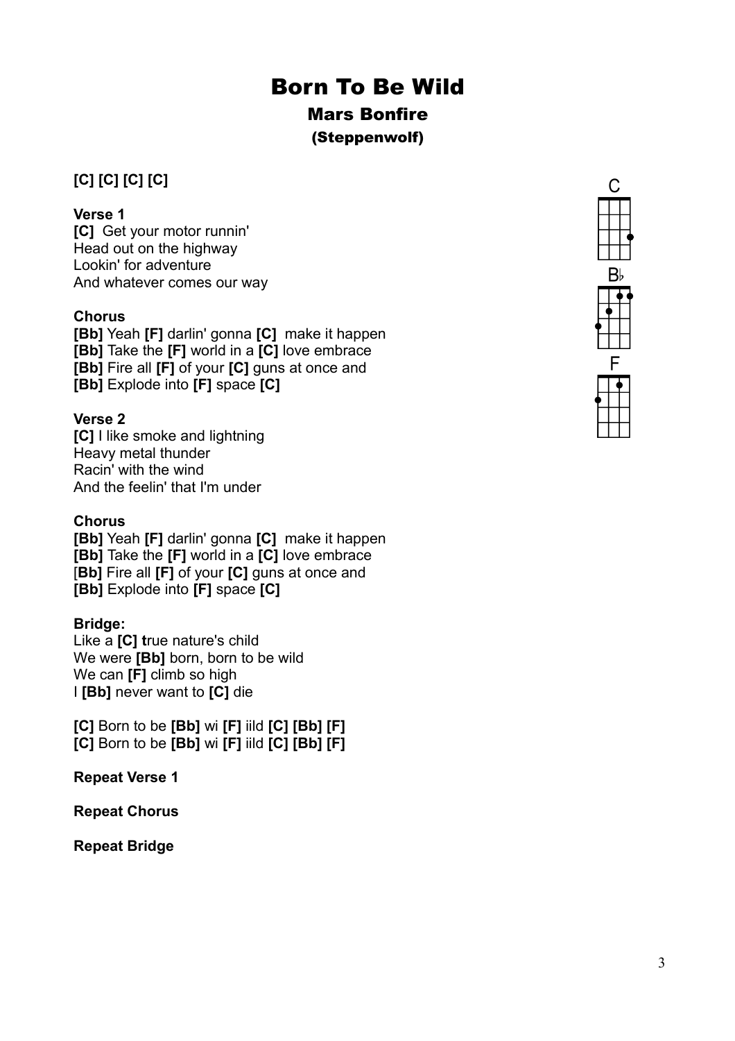# Born To Be Wild

## Mars Bonfire

### (Steppenwolf)

**[C] [C] [C] [C]**

**Verse 1**
**[C]** Get your motor runnin'
Head out on the highway
Lookin' for adventure
And whatever comes our way

**Chorus**
**[Bb]** Yeah **[F]** darlin' gonna **[C]** make it happen
**[Bb]** Take the **[F]** world in a **[C]** love embrace
**[Bb]** Fire all **[F]** of your **[C]** guns at once and
**[Bb]** Explode into **[F]** space **[C]**

**Verse 2**
**[C]** I like smoke and lightning
Heavy metal thunder
Racin' with the wind
And the feelin' that I'm under

**Chorus**
**[Bb]** Yeah **[F]** darlin' gonna **[C]** make it happen
**[Bb]** Take the **[F]** world in a **[C]** love embrace
[**Bb]** Fire all **[F]** of your **[C]** guns at once and
**[Bb]** Explode into **[F]** space **[C]**

**Bridge:**
Like a **[C] t**rue nature's child
We were **[Bb]** born, born to be wild
We can **[F]** climb so high
I **[Bb]** never want to **[C]** die

**[C]** Born to be **[Bb]** wi **[F]** iild **[C] [Bb] [F]**
**[C]** Born to be **[Bb]** wi **[F]** iild **[C] [Bb] [F]**

**Repeat Verse 1**

**Repeat Chorus**

**Repeat Bridge**

C

B♭

F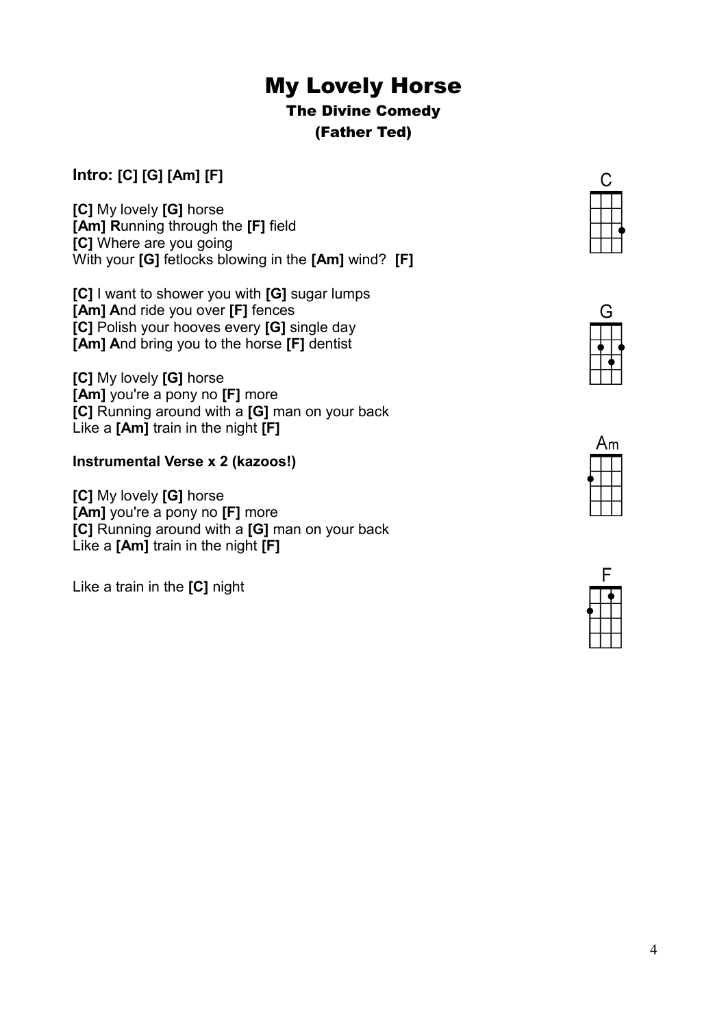# My Lovely Horse

### The Divine Comedy

### (Father Ted)

**Intro: [C] [G] [Am] [F]**

**[C]** My lovely **[G]** horse
**[Am] R**unning through the **[F]** field
**[C]** Where are you going
With your **[G]** fetlocks blowing in the **[Am]** wind? **[F]**

**[C]** I want to shower you with **[G]** sugar lumps
**[Am] A**nd ride you over **[F]** fences
**[C]** Polish your hooves every **[G]** single day
**[Am] A**nd bring you to the horse **[F]** dentist

**[C]** My lovely **[G]** horse
**[Am]** you're a pony no **[F]** more
**[C]** Running around with a **[G]** man on your back
Like a **[Am]** train in the night **[F]**

**Instrumental Verse x 2 (kazoos!)**

**[C]** My lovely **[G]** horse
**[Am]** you're a pony no **[F]** more
**[C]** Running around with a **[G]** man on your back
Like a **[Am]** train in the night **[F]**

Like a train in the **[C]** night

C

G

Am

F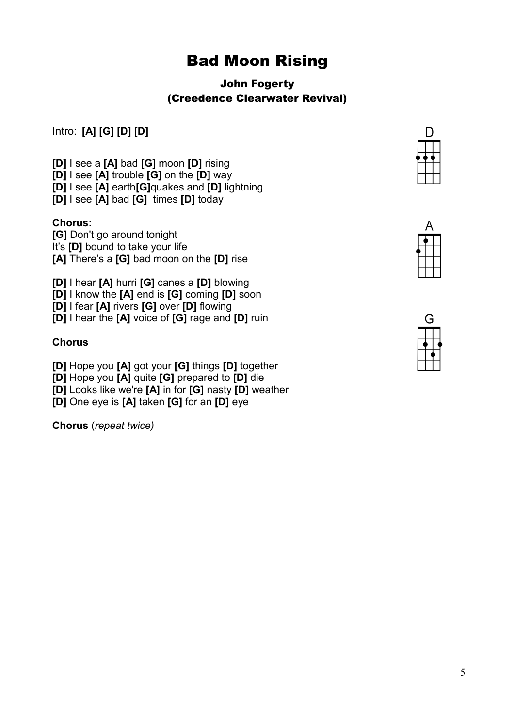# Bad Moon Rising

### John Fogerty
### (Creedence Clearwater Revival)

Intro: **[A] [G] [D] [D]**

**[D]** I see a **[A]** bad **[G]** moon **[D]** rising
**[D]** I see **[A]** trouble **[G]** on the **[D]** way
**[D]** I see **[A]** earth**[G]**quakes and **[D]** lightning
**[D]** I see **[A]** bad **[G]** times **[D]** today

**Chorus:**
**[G]** Don't go around tonight
It's **[D]** bound to take your life
**[A]** There's a **[G]** bad moon on the **[D]** rise

**[D]** I hear **[A]** hurri **[G]** canes a **[D]** blowing
**[D]** I know the **[A]** end is **[G]** coming **[D]** soon
**[D]** I fear **[A]** rivers **[G]** over **[D]** flowing
**[D]** I hear the **[A]** voice of **[G]** rage and **[D]** ruin

**Chorus**

**[D]** Hope you **[A]** got your **[G]** things **[D]** together
**[D]** Hope you **[A]** quite **[G]** prepared to **[D]** die
**[D]** Looks like we're **[A]** in for **[G]** nasty **[D]** weather
**[D]** One eye is **[A]** taken **[G]** for an **[D]** eye

**Chorus** (*repeat twice)*

D

A

G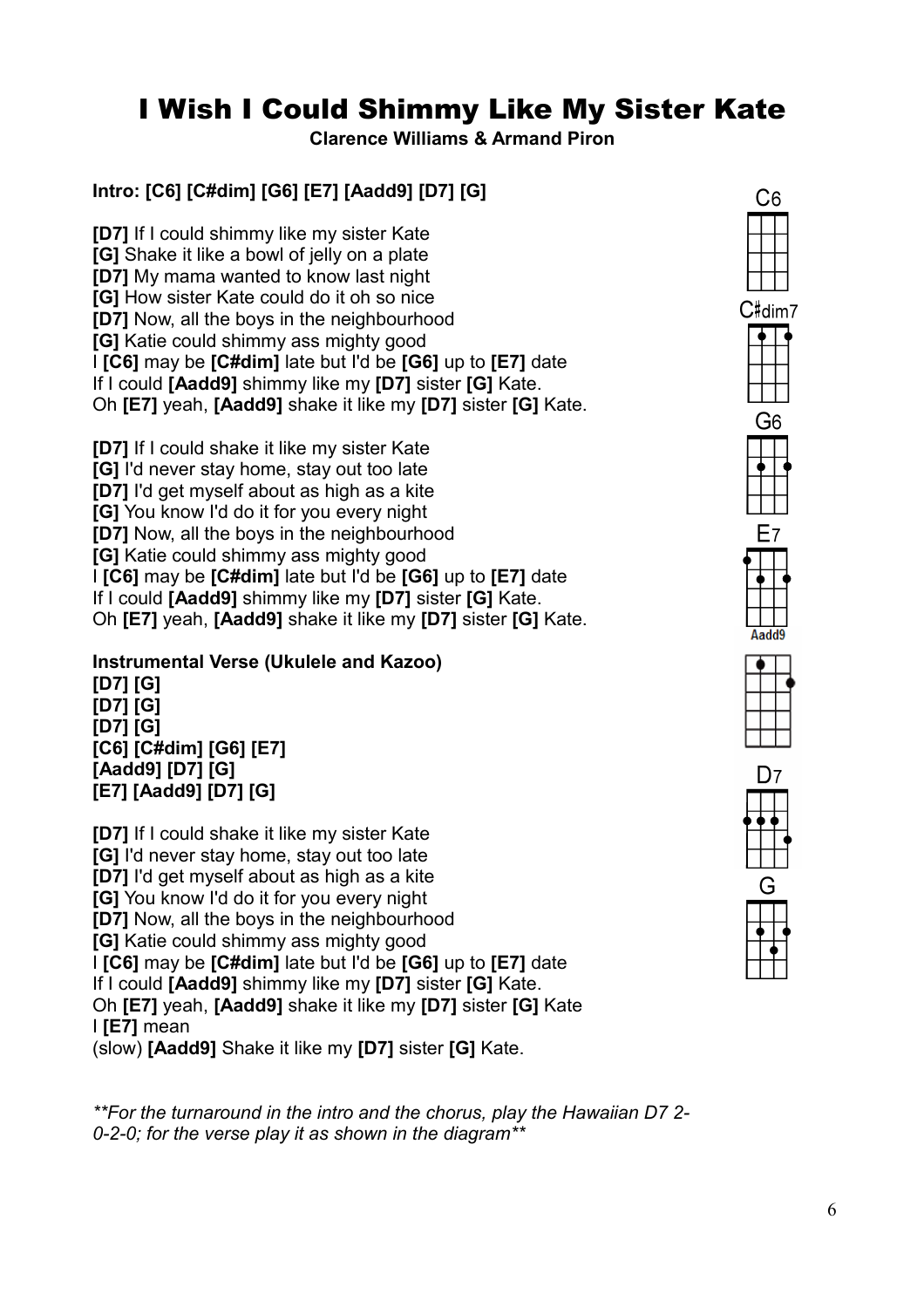# I Wish I Could Shimmy Like My Sister Kate

**Clarence Williams & Armand Piron**

**Intro: [C6] [C#dim] [G6] [E7] [Aadd9] [D7] [G]**

**[D7]** If I could shimmy like my sister Kate
**[G]** Shake it like a bowl of jelly on a plate
**[D7]** My mama wanted to know last night
**[G]** How sister Kate could do it oh so nice
**[D7]** Now, all the boys in the neighbourhood
**[G]** Katie could shimmy ass mighty good
I **[C6]** may be **[C#dim]** late but I'd be **[G6]** up to **[E7]** date
If I could **[Aadd9]** shimmy like my **[D7]** sister **[G]** Kate.
Oh **[E7]** yeah, **[Aadd9]** shake it like my **[D7]** sister **[G]** Kate.

**[D7]** If I could shake it like my sister Kate
**[G]** I'd never stay home, stay out too late
**[D7]** I'd get myself about as high as a kite
**[G]** You know I'd do it for you every night
**[D7]** Now, all the boys in the neighbourhood
**[G]** Katie could shimmy ass mighty good
I **[C6]** may be **[C#dim]** late but I'd be **[G6]** up to **[E7]** date
If I could **[Aadd9]** shimmy like my **[D7]** sister **[G]** Kate.
Oh **[E7]** yeah, **[Aadd9]** shake it like my **[D7]** sister **[G]** Kate.

**Instrumental Verse (Ukulele and Kazoo)**
**[D7] [G]**
**[D7] [G]**
**[D7] [G]**
**[C6] [C#dim] [G6] [E7]**
**[Aadd9] [D7] [G]**
**[E7] [Aadd9] [D7] [G]**

**[D7]** If I could shake it like my sister Kate
**[G]** I'd never stay home, stay out too late
**[D7]** I'd get myself about as high as a kite
**[G]** You know I'd do it for you every night
**[D7]** Now, all the boys in the neighbourhood
**[G]** Katie could shimmy ass mighty good
I **[C6]** may be **[C#dim]** late but I'd be **[G6]** up to **[E7]** date
If I could **[Aadd9]** shimmy like my **[D7]** sister **[G]** Kate.
Oh **[E7]** yeah, **[Aadd9]** shake it like my **[D7]** sister **[G]** Kate
I **[E7]** mean
(slow) **[Aadd9]** Shake it like my **[D7]** sister **[G]** Kate.

C6 C#dim7 G6 E7 Aadd9 D7 G

*\*\*For the turnaround in the intro and the chorus, play the Hawaiian D7 2-0-2-0; for the verse play it as shown in the diagram\*\**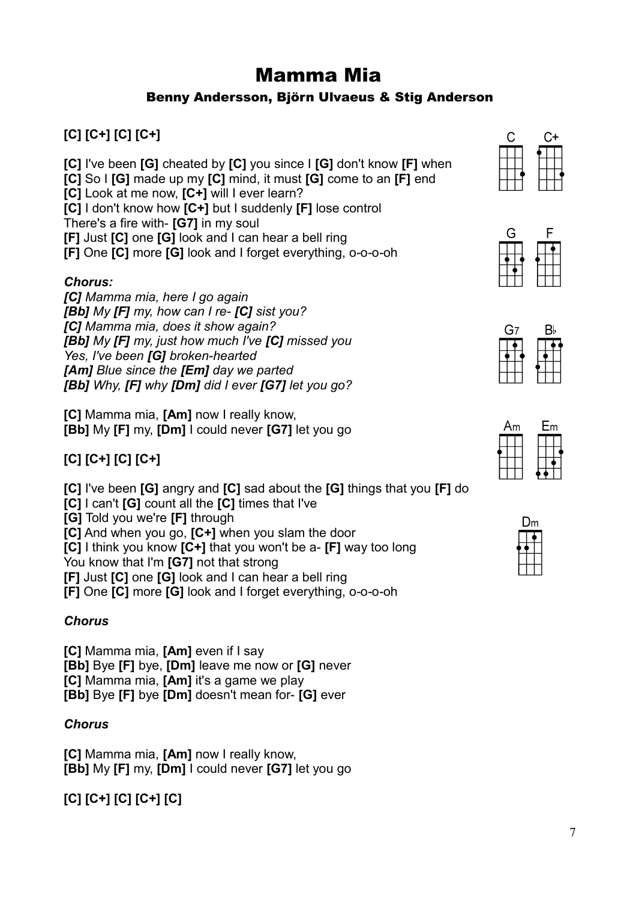# Mamma Mia

### Benny Andersson, Björn Ulvaeus & Stig Anderson

**[C] [C+] [C] [C+]**

**[C]** I've been **[G]** cheated by **[C]** you since I **[G]** don't know **[F]** when
**[C]** So I **[G]** made up my **[C]** mind, it must **[G]** come to an **[F]** end
**[C]** Look at me now, **[C+]** will I ever learn?
**[C]** I don't know how **[C+]** but I suddenly **[F]** lose control
There's a fire with- **[G7]** in my soul
**[F]** Just **[C]** one **[G]** look and I can hear a bell ring
**[F]** One **[C]** more **[G]** look and I forget everything, o-o-o-oh

***Chorus:***
***[C]** Mamma mia, here I go again*
***[Bb]** My **[F]** my, how can I re- **[C]** sist you?*
***[C]** Mamma mia, does it show again?*
***[Bb]** My **[F]** my, just how much I've **[C]** missed you*
*Yes, I've been **[G]** broken-hearted*
***[Am]** Blue since the **[Em]** day we parted*
***[Bb]** Why, **[F]** why **[Dm]** did I ever **[G7]** let you go?*

**[C]** Mamma mia, **[Am]** now I really know,
**[Bb]** My **[F]** my, **[Dm]** I could never **[G7]** let you go

**[C] [C+] [C] [C+]**

**[C]** I've been **[G]** angry and **[C]** sad about the **[G]** things that you **[F]** do
**[C]** I can't **[G]** count all the **[C]** times that I've
**[G]** Told you we're **[F]** through
**[C]** And when you go, **[C+]** when you slam the door
**[C]** I think you know **[C+]** that you won't be a- **[F]** way too long
You know that I'm **[G7]** not that strong
**[F]** Just **[C]** one **[G]** look and I can hear a bell ring
**[F]** One **[C]** more **[G]** look and I forget everything, o-o-o-oh

***Chorus***

**[C]** Mamma mia, **[Am]** even if I say
**[Bb]** Bye **[F]** bye, **[Dm]** leave me now or **[G]** never
**[C]** Mamma mia, **[Am]** it's a game we play
**[Bb]** Bye **[F]** bye **[Dm]** doesn't mean for- **[G]** ever

***Chorus***

**[C]** Mamma mia, **[Am]** now I really know,
**[Bb]** My **[F]** my, **[Dm]** I could never **[G7]** let you go

**[C] [C+] [C] [C+] [C]**

C C+ G F G7 B♭ Am Em Dm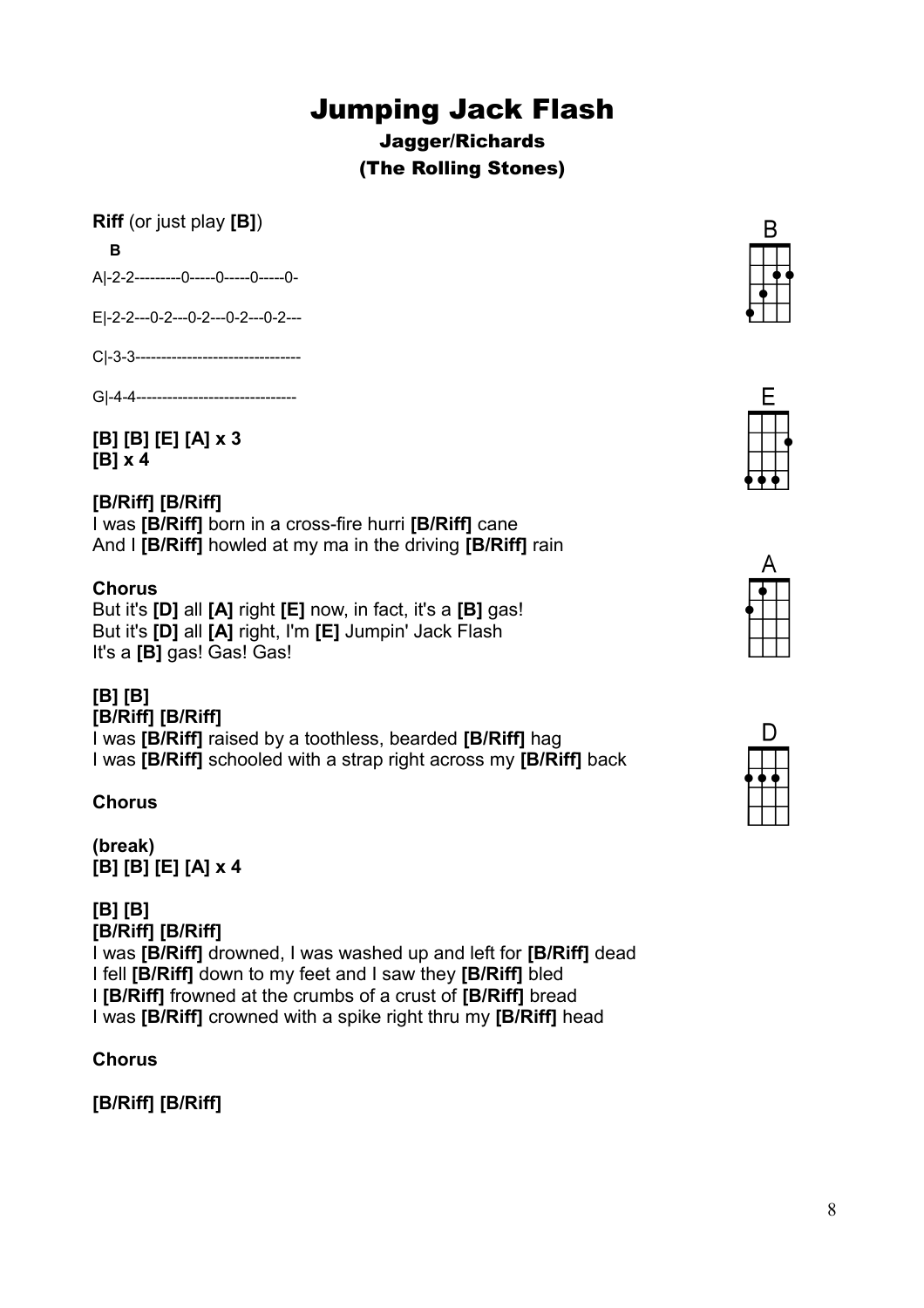# Jumping Jack Flash

### Jagger/Richards
### (The Rolling Stones)

**Riff** (or just play **[B]**)

```
  B
A|-2-2---------0-----0-----0-----0-
E|-2-2---0-2---0-2---0-2---0-2---
C|-3-3--------------------------------
G|-4-4-------------------------------
```

**[B] [B] [E] [A] x 3**
**[B] x 4**

**[B/Riff] [B/Riff]**
I was **[B/Riff]** born in a cross-fire hurri **[B/Riff]** cane
And I **[B/Riff]** howled at my ma in the driving **[B/Riff]** rain

**Chorus**
But it's **[D]** all **[A]** right **[E]** now, in fact, it's a **[B]** gas!
But it's **[D]** all **[A]** right, I'm **[E]** Jumpin' Jack Flash
It's a **[B]** gas! Gas! Gas!

**[B] [B]**
**[B/Riff] [B/Riff]**
I was **[B/Riff]** raised by a toothless, bearded **[B/Riff]** hag
I was **[B/Riff]** schooled with a strap right across my **[B/Riff]** back

**Chorus**

**(break)**
**[B] [B] [E] [A] x 4**

**[B] [B]**
**[B/Riff] [B/Riff]**
I was **[B/Riff]** drowned, I was washed up and left for **[B/Riff]** dead
I fell **[B/Riff]** down to my feet and I saw they **[B/Riff]** bled
I **[B/Riff]** frowned at the crumbs of a crust of **[B/Riff]** bread
I was **[B/Riff]** crowned with a spike right thru my **[B/Riff]** head

**Chorus**

**[B/Riff] [B/Riff]**

B

E

A

D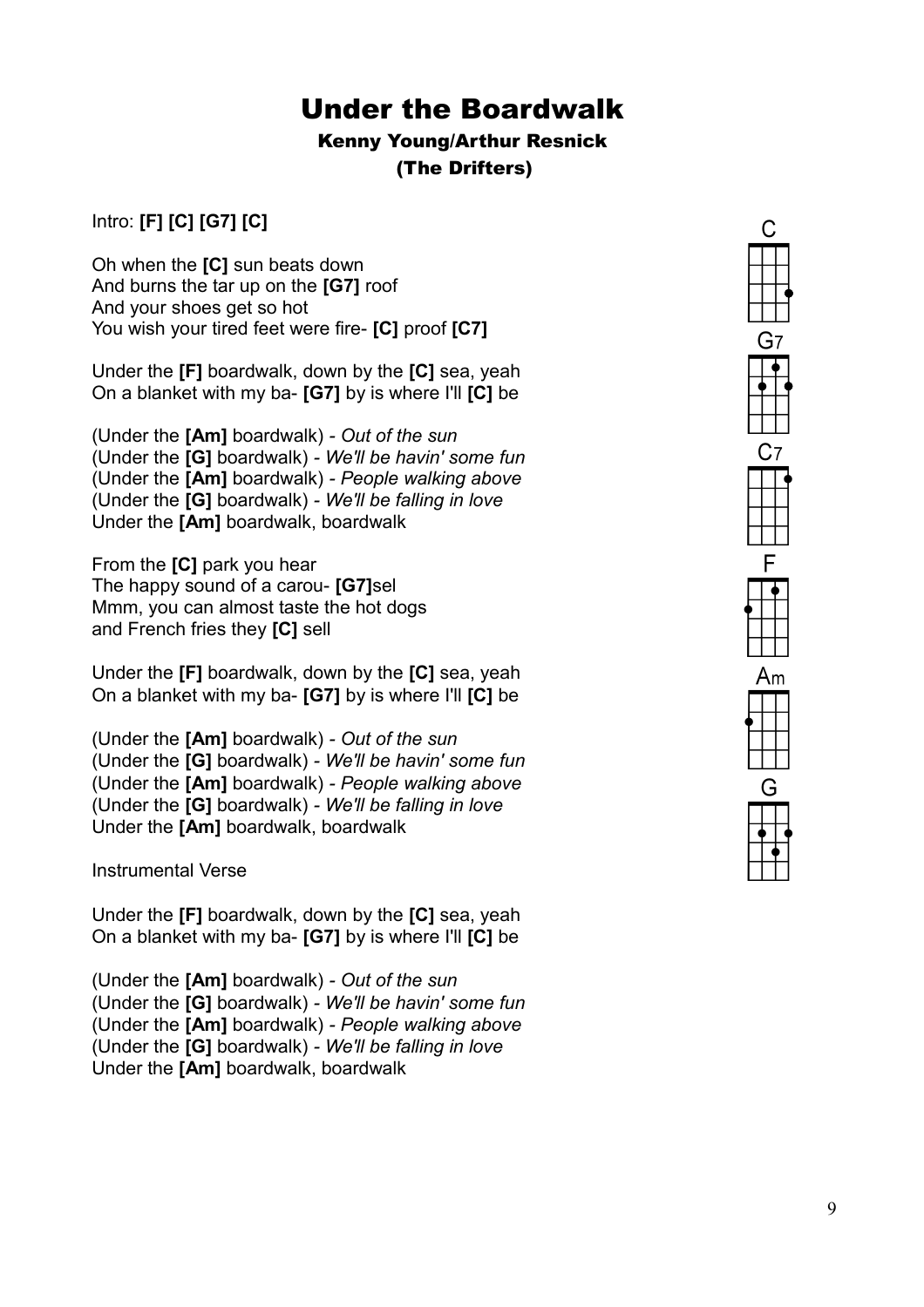# Under the Boardwalk

### Kenny Young/Arthur Resnick
### (The Drifters)

Intro: **[F] [C] [G7] [C]**

Oh when the **[C]** sun beats down  
And burns the tar up on the **[G7]** roof  
And your shoes get so hot  
You wish your tired feet were fire- **[C]** proof **[C7]**

Under the **[F]** boardwalk, down by the **[C]** sea, yeah  
On a blanket with my ba- **[G7]** by is where I'll **[C]** be

(Under the **[Am]** boardwalk) - *Out of the sun*  
(Under the **[G]** boardwalk) - *We'll be havin' some fun*  
(Under the **[Am]** boardwalk) - *People walking above*  
(Under the **[G]** boardwalk) - *We'll be falling in love*  
Under the **[Am]** boardwalk, boardwalk

From the **[C]** park you hear  
The happy sound of a carou- **[G7]**sel  
Mmm, you can almost taste the hot dogs  
and French fries they **[C]** sell

Under the **[F]** boardwalk, down by the **[C]** sea, yeah  
On a blanket with my ba- **[G7]** by is where I'll **[C]** be

(Under the **[Am]** boardwalk) - *Out of the sun*  
(Under the **[G]** boardwalk) - *We'll be havin' some fun*  
(Under the **[Am]** boardwalk) - *People walking above*  
(Under the **[G]** boardwalk) - *We'll be falling in love*  
Under the **[Am]** boardwalk, boardwalk

Instrumental Verse

Under the **[F]** boardwalk, down by the **[C]** sea, yeah  
On a blanket with my ba- **[G7]** by is where I'll **[C]** be

(Under the **[Am]** boardwalk) - *Out of the sun*  
(Under the **[G]** boardwalk) - *We'll be havin' some fun*  
(Under the **[Am]** boardwalk) - *People walking above*  
(Under the **[G]** boardwalk) - *We'll be falling in love*  
Under the **[Am]** boardwalk, boardwalk

C G7 C7 F Am G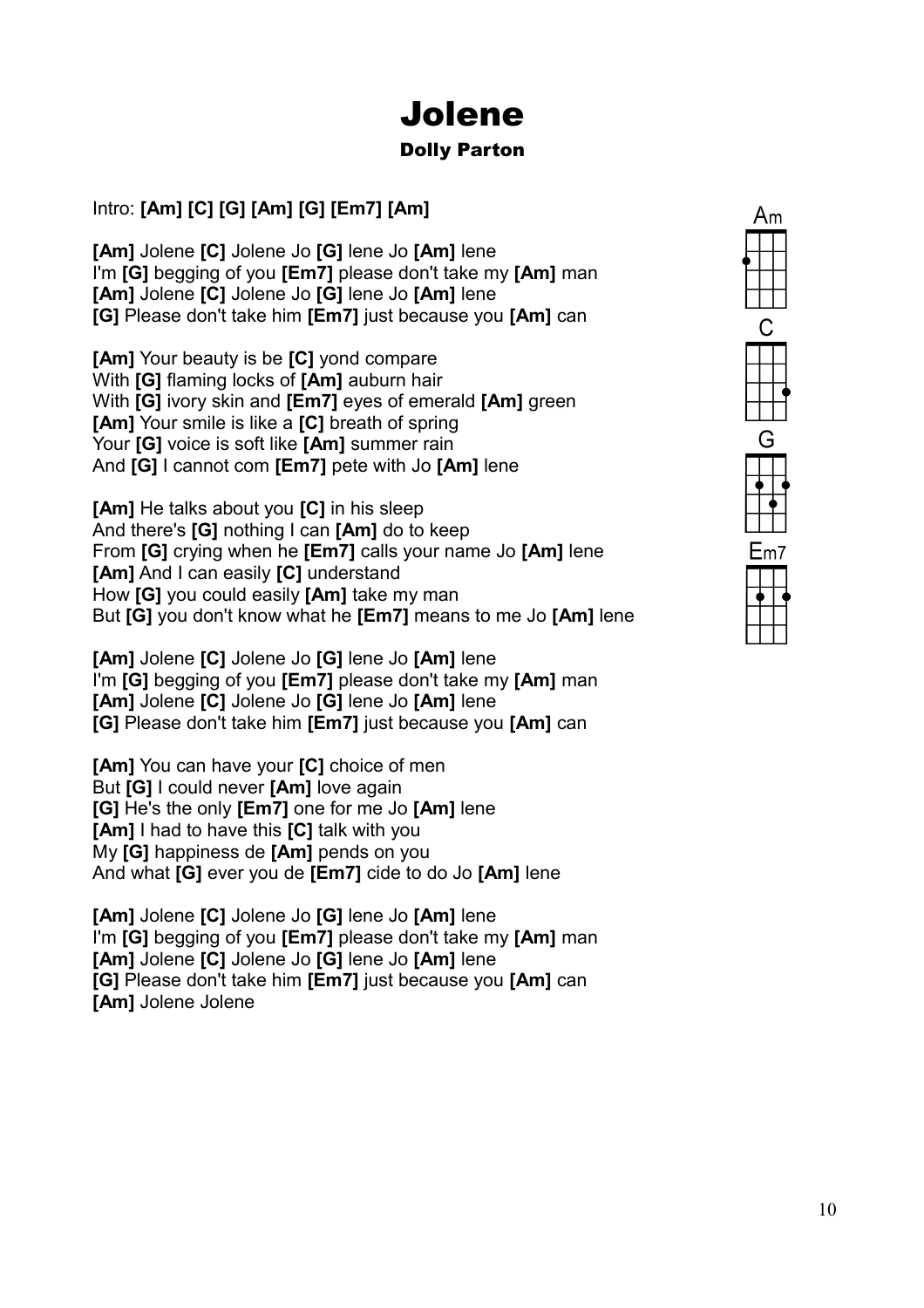# Jolene

### Dolly Parton

Intro: **[Am] [C] [G] [Am] [G] [Em7] [Am]**

**[Am]** Jolene **[C]** Jolene Jo **[G]** lene Jo **[Am]** lene
I'm **[G]** begging of you **[Em7]** please don't take my **[Am]** man
**[Am]** Jolene **[C]** Jolene Jo **[G]** lene Jo **[Am]** lene
**[G]** Please don't take him **[Em7]** just because you **[Am]** can

**[Am]** Your beauty is be **[C]** yond compare
With **[G]** flaming locks of **[Am]** auburn hair
With **[G]** ivory skin and **[Em7]** eyes of emerald **[Am]** green
**[Am]** Your smile is like a **[C]** breath of spring
Your **[G]** voice is soft like **[Am]** summer rain
And **[G]** I cannot com **[Em7]** pete with Jo **[Am]** lene

**[Am]** He talks about you **[C]** in his sleep
And there's **[G]** nothing I can **[Am]** do to keep
From **[G]** crying when he **[Em7]** calls your name Jo **[Am]** lene
**[Am]** And I can easily **[C]** understand
How **[G]** you could easily **[Am]** take my man
But **[G]** you don't know what he **[Em7]** means to me Jo **[Am]** lene

**[Am]** Jolene **[C]** Jolene Jo **[G]** lene Jo **[Am]** lene
I'm **[G]** begging of you **[Em7]** please don't take my **[Am]** man
**[Am]** Jolene **[C]** Jolene Jo **[G]** lene Jo **[Am]** lene
**[G]** Please don't take him **[Em7]** just because you **[Am]** can

**[Am]** You can have your **[C]** choice of men
But **[G]** I could never **[Am]** love again
**[G]** He's the only **[Em7]** one for me Jo **[Am]** lene
**[Am]** I had to have this **[C]** talk with you
My **[G]** happiness de **[Am]** pends on you
And what **[G]** ever you de **[Em7]** cide to do Jo **[Am]** lene

**[Am]** Jolene **[C]** Jolene Jo **[G]** lene Jo **[Am]** lene
I'm **[G]** begging of you **[Em7]** please don't take my **[Am]** man
**[Am]** Jolene **[C]** Jolene Jo **[G]** lene Jo **[Am]** lene
**[G]** Please don't take him **[Em7]** just because you **[Am]** can
**[Am]** Jolene Jolene

Am

C

G

Em7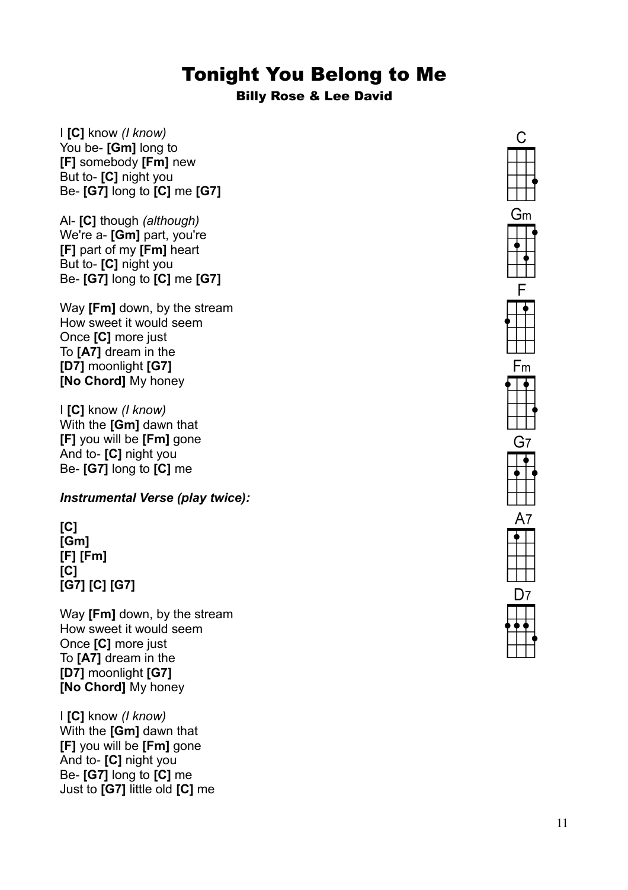# Tonight You Belong to Me

### Billy Rose & Lee David

I **[C]** know *(I know)*
You be- **[Gm]** long to
**[F]** somebody **[Fm]** new
But to- **[C]** night you
Be- **[G7]** long to **[C]** me **[G7]**

Al- **[C]** though *(although)*
We're a- **[Gm]** part, you're
**[F]** part of my **[Fm]** heart
But to- **[C]** night you
Be- **[G7]** long to **[C]** me **[G7]**

Way **[Fm]** down, by the stream
How sweet it would seem
Once **[C]** more just
To **[A7]** dream in the
**[D7]** moonlight **[G7]**
**[No Chord]** My honey

I **[C]** know *(I know)*
With the **[Gm]** dawn that
**[F]** you will be **[Fm]** gone
And to- **[C]** night you
Be- **[G7]** long to **[C]** me

***Instrumental Verse (play twice):***

**[C]**
**[Gm]**
**[F] [Fm]**
**[C]**
**[G7] [C] [G7]**

Way **[Fm]** down, by the stream
How sweet it would seem
Once **[C]** more just
To **[A7]** dream in the
**[D7]** moonlight **[G7]**
**[No Chord]** My honey

I **[C]** know *(I know)*
With the **[Gm]** dawn that
**[F]** you will be **[Fm]** gone
And to- **[C]** night you
Be- **[G7]** long to **[C]** me
Just to **[G7]** little old **[C]** me

C Gm F Fm G7 A7 D7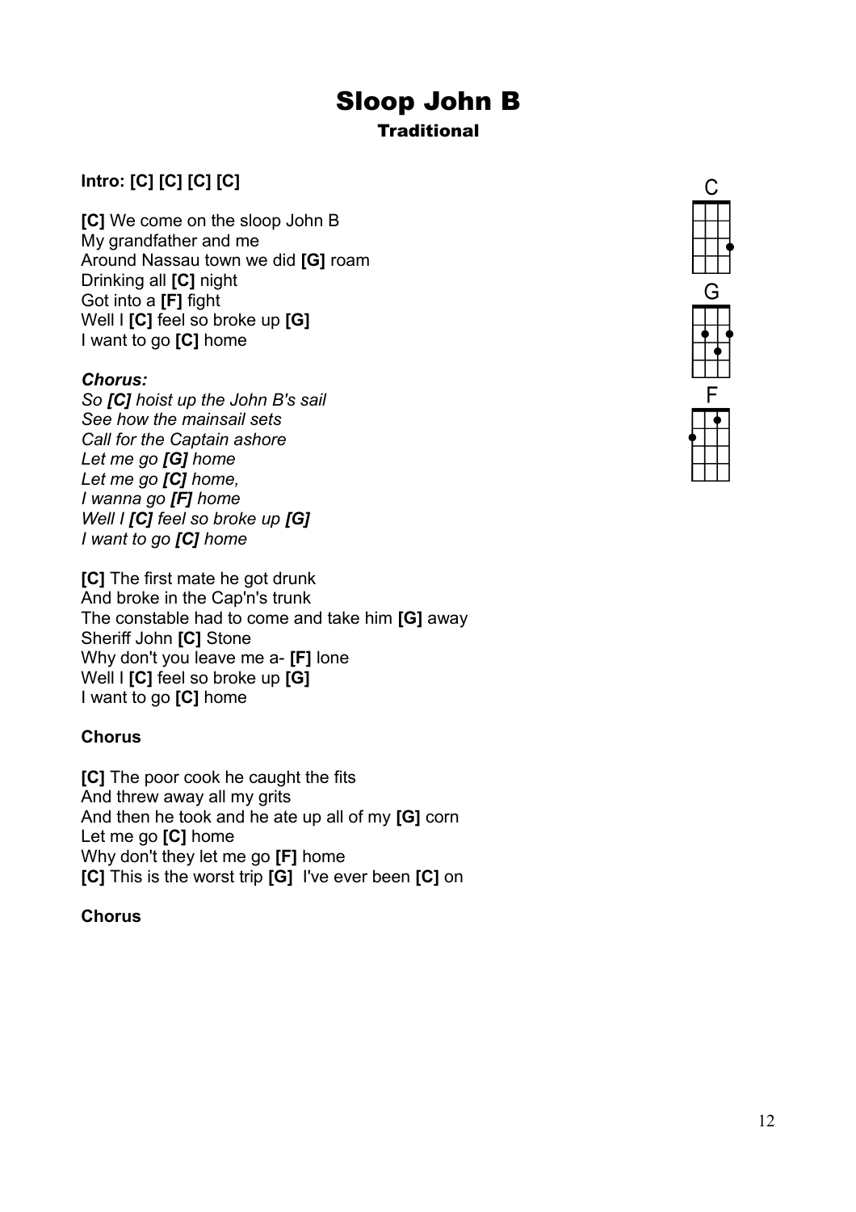# Sloop John B

### Traditional

**Intro: [C] [C] [C] [C]**

**[C]** We come on the sloop John B
My grandfather and me
Around Nassau town we did **[G]** roam
Drinking all **[C]** night
Got into a **[F]** fight
Well I **[C]** feel so broke up **[G]**
I want to go **[C]** home

***Chorus:***
*So **[C]** hoist up the John B's sail*
*See how the mainsail sets*
*Call for the Captain ashore*
*Let me go **[G]** home*
*Let me go **[C]** home,*
*I wanna go **[F]** home*
*Well I **[C]** feel so broke up **[G]***
*I want to go **[C]** home*

**[C]** The first mate he got drunk
And broke in the Cap'n's trunk
The constable had to come and take him **[G]** away
Sheriff John **[C]** Stone
Why don't you leave me a- **[F]** lone
Well I **[C]** feel so broke up **[G]**
I want to go **[C]** home

**Chorus**

**[C]** The poor cook he caught the fits
And threw away all my grits
And then he took and he ate up all of my **[G]** corn
Let me go **[C]** home
Why don't they let me go **[F]** home
**[C]** This is the worst trip **[G]** I've ever been **[C]** on

**Chorus**

C

G

F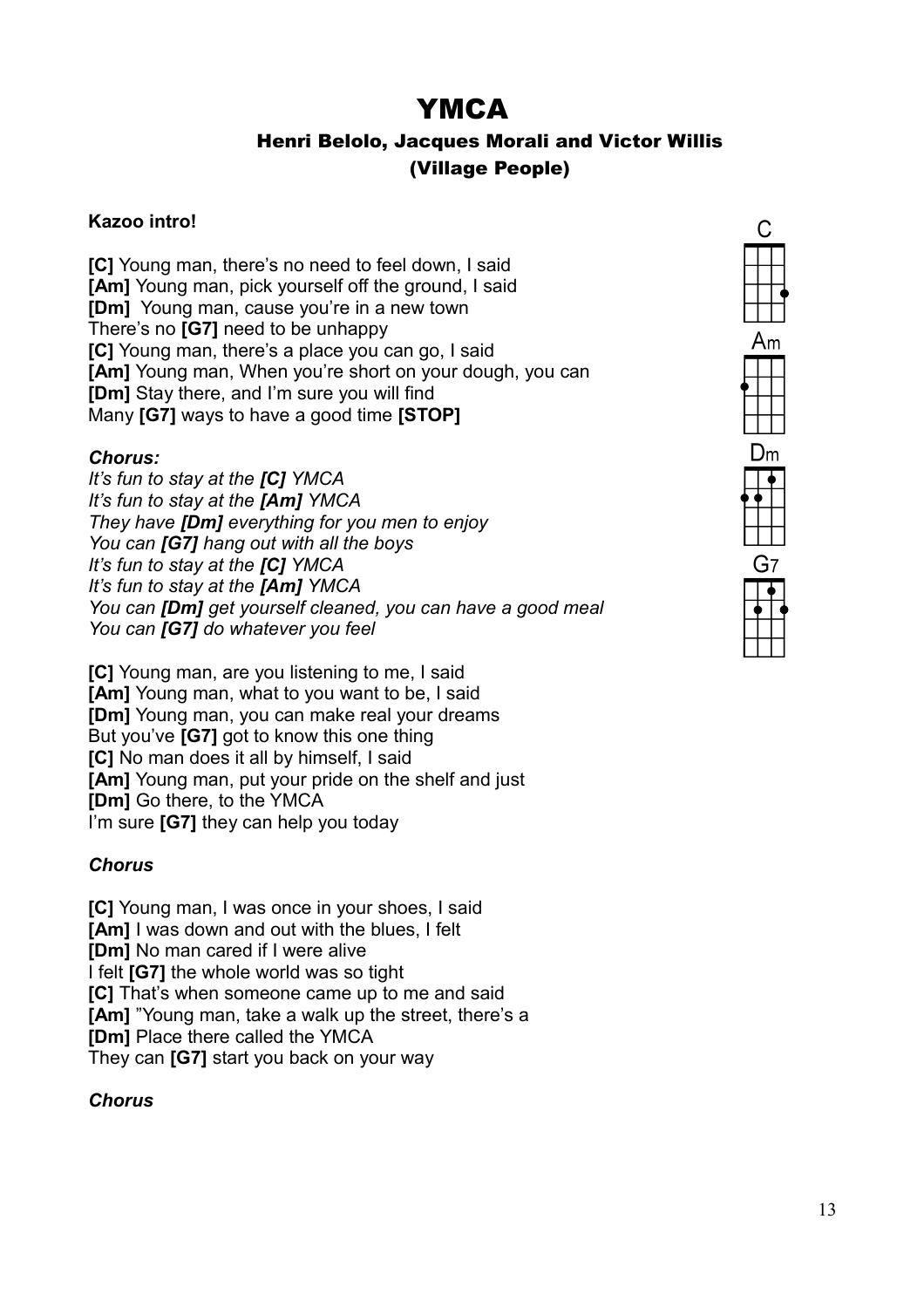# YMCA

### Henri Belolo, Jacques Morali and Victor Willis
### (Village People)

**Kazoo intro!**

**[C]** Young man, there's no need to feel down, I said
**[Am]** Young man, pick yourself off the ground, I said
**[Dm]** Young man, cause you're in a new town
There's no **[G7]** need to be unhappy
**[C]** Young man, there's a place you can go, I said
**[Am]** Young man, When you're short on your dough, you can
**[Dm]** Stay there, and I'm sure you will find
Many **[G7]** ways to have a good time **[STOP]**

***Chorus:***
*It's fun to stay at the **[C]** YMCA*
*It's fun to stay at the **[Am]** YMCA*
*They have **[Dm]** everything for you men to enjoy*
*You can **[G7]** hang out with all the boys*
*It's fun to stay at the **[C]** YMCA*
*It's fun to stay at the **[Am]** YMCA*
*You can **[Dm]** get yourself cleaned, you can have a good meal*
*You can **[G7]** do whatever you feel*

**[C]** Young man, are you listening to me, I said
**[Am]** Young man, what to you want to be, I said
**[Dm]** Young man, you can make real your dreams
But you've **[G7]** got to know this one thing
**[C]** No man does it all by himself, I said
**[Am]** Young man, put your pride on the shelf and just
**[Dm]** Go there, to the YMCA
I'm sure **[G7]** they can help you today

***Chorus***

**[C]** Young man, I was once in your shoes, I said
**[Am]** I was down and out with the blues, I felt
**[Dm]** No man cared if I were alive
I felt **[G7]** the whole world was so tight
**[C]** That's when someone came up to me and said
**[Am]** "Young man, take a walk up the street, there's a
**[Dm]** Place there called the YMCA
They can **[G7]** start you back on your way

***Chorus***

C

Am

Dm

G7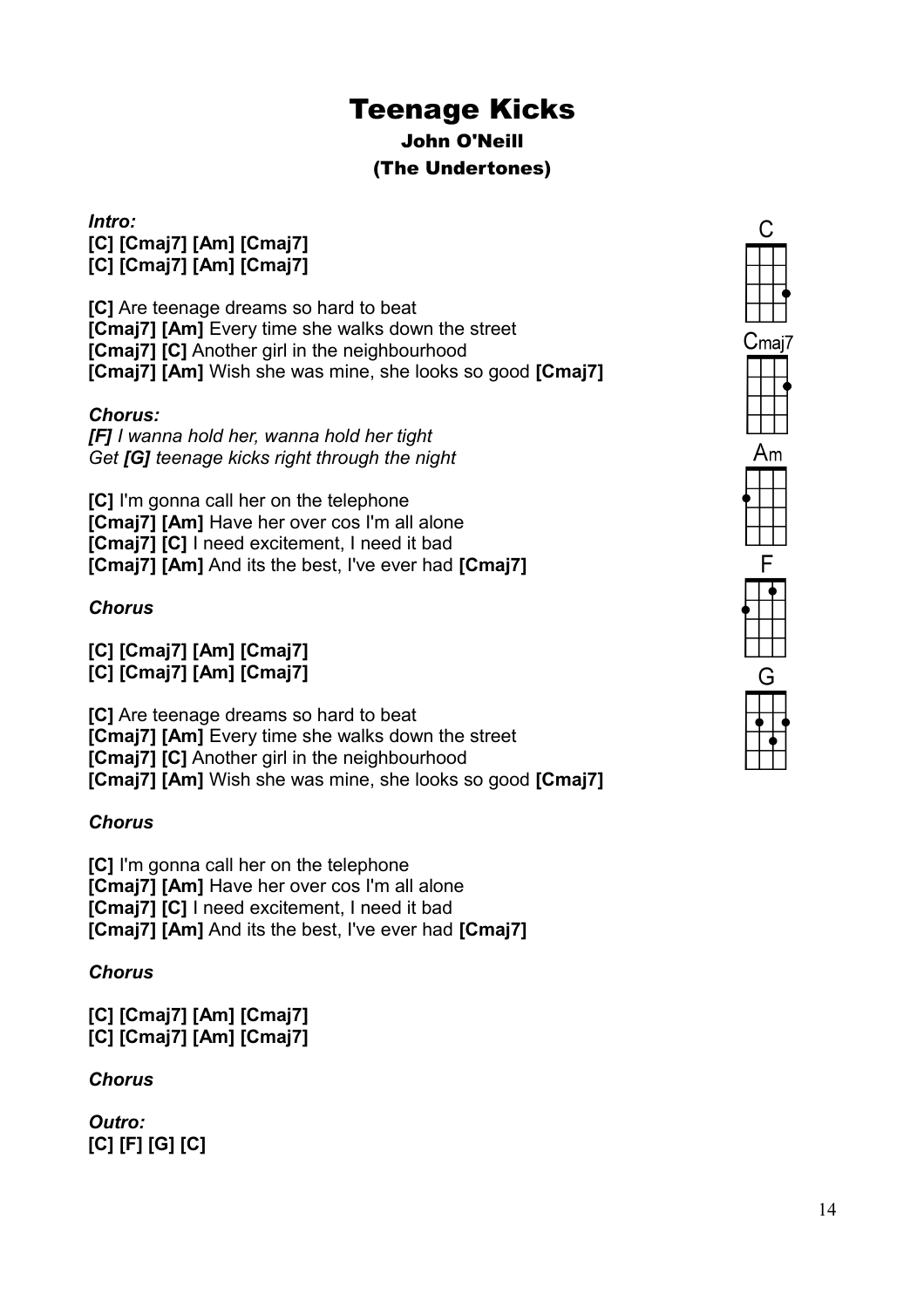# Teenage Kicks

### John O'Neill

### (The Undertones)

***Intro:***
**[C] [Cmaj7] [Am] [Cmaj7]**
**[C] [Cmaj7] [Am] [Cmaj7]**

**[C]** Are teenage dreams so hard to beat
**[Cmaj7] [Am]** Every time she walks down the street
**[Cmaj7] [C]** Another girl in the neighbourhood
**[Cmaj7] [Am]** Wish she was mine, she looks so good **[Cmaj7]**

***Chorus:***
***[F]** I wanna hold her, wanna hold her tight*
*Get **[G]** teenage kicks right through the night*

**[C]** I'm gonna call her on the telephone
**[Cmaj7] [Am]** Have her over cos I'm all alone
**[Cmaj7] [C]** I need excitement, I need it bad
**[Cmaj7] [Am]** And its the best, I've ever had **[Cmaj7]**

***Chorus***

**[C] [Cmaj7] [Am] [Cmaj7]**
**[C] [Cmaj7] [Am] [Cmaj7]**

**[C]** Are teenage dreams so hard to beat
**[Cmaj7] [Am]** Every time she walks down the street
**[Cmaj7] [C]** Another girl in the neighbourhood
**[Cmaj7] [Am]** Wish she was mine, she looks so good **[Cmaj7]**

***Chorus***

**[C]** I'm gonna call her on the telephone
**[Cmaj7] [Am]** Have her over cos I'm all alone
**[Cmaj7] [C]** I need excitement, I need it bad
**[Cmaj7] [Am]** And its the best, I've ever had **[Cmaj7]**

***Chorus***

**[C] [Cmaj7] [Am] [Cmaj7]**
**[C] [Cmaj7] [Am] [Cmaj7]**

***Chorus***

***Outro:***
**[C] [F] [G] [C]**

C

Cmaj7

Am

F

G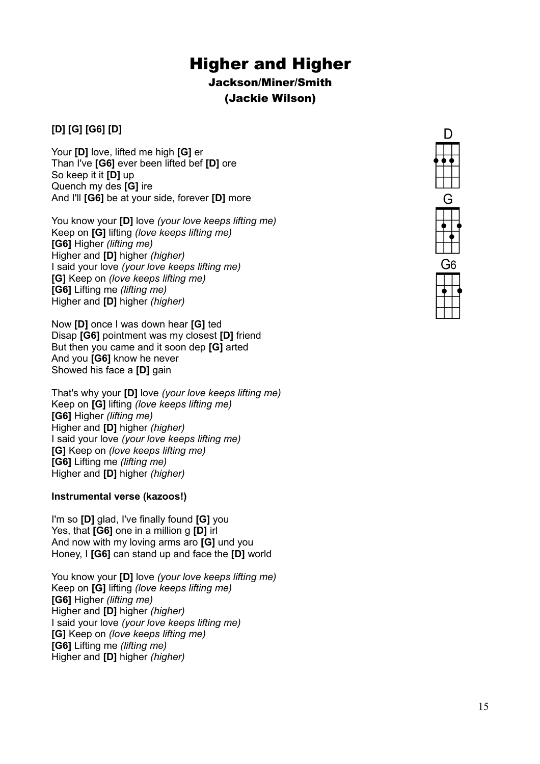# Higher and Higher

### Jackson/Miner/Smith

### (Jackie Wilson)

**[D] [G] [G6] [D]**

Your **[D]** love, lifted me high **[G]** er
Than I've **[G6]** ever been lifted bef **[D]** ore
So keep it it **[D]** up
Quench my des **[G]** ire
And I'll **[G6]** be at your side, forever **[D]** more

You know your **[D]** love *(your love keeps lifting me)*
Keep on **[G]** lifting *(love keeps lifting me)*
**[G6]** Higher *(lifting me)*
Higher and **[D]** higher *(higher)*
I said your love *(your love keeps lifting me)*
**[G]** Keep on *(love keeps lifting me)*
**[G6]** Lifting me *(lifting me)*
Higher and **[D]** higher *(higher)*

Now **[D]** once I was down hear **[G]** ted
Disap **[G6]** pointment was my closest **[D]** friend
But then you came and it soon dep **[G]** arted
And you **[G6]** know he never
Showed his face a **[D]** gain

That's why your **[D]** love *(your love keeps lifting me)*
Keep on **[G]** lifting *(love keeps lifting me)*
**[G6]** Higher *(lifting me)*
Higher and **[D]** higher *(higher)*
I said your love *(your love keeps lifting me)*
**[G]** Keep on *(love keeps lifting me)*
**[G6]** Lifting me *(lifting me)*
Higher and **[D]** higher *(higher)*

**Instrumental verse (kazoos!)**

I'm so **[D]** glad, I've finally found **[G]** you
Yes, that **[G6]** one in a million g **[D]** irl
And now with my loving arms aro **[G]** und you
Honey, I **[G6]** can stand up and face the **[D]** world

You know your **[D]** love *(your love keeps lifting me)*
Keep on **[G]** lifting *(love keeps lifting me)*
**[G6]** Higher *(lifting me)*
Higher and **[D]** higher *(higher)*
I said your love *(your love keeps lifting me)*
**[G]** Keep on *(love keeps lifting me)*
**[G6]** Lifting me *(lifting me)*
Higher and **[D]** higher *(higher)*

D

G

G6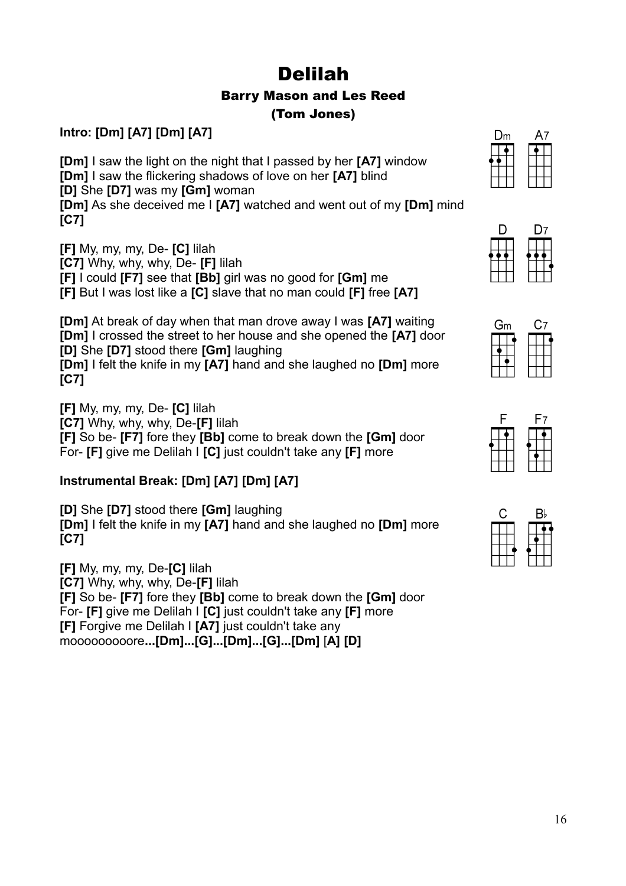# Delilah

### Barry Mason and Les Reed

### (Tom Jones)

**Intro: [Dm] [A7] [Dm] [A7]**

**[Dm]** I saw the light on the night that I passed by her **[A7]** window
**[Dm]** I saw the flickering shadows of love on her **[A7]** blind
**[D]** She **[D7]** was my **[Gm]** woman
**[Dm]** As she deceived me I **[A7]** watched and went out of my **[Dm]** mind
**[C7]**

**[F]** My, my, my, De- **[C]** lilah
**[C7]** Why, why, why, De- **[F]** lilah
**[F]** I could **[F7]** see that **[Bb]** girl was no good for **[Gm]** me
**[F]** But I was lost like a **[C]** slave that no man could **[F]** free **[A7]**

**[Dm]** At break of day when that man drove away I was **[A7]** waiting
**[Dm]** I crossed the street to her house and she opened the **[A7]** door
**[D]** She **[D7]** stood there **[Gm]** laughing
**[Dm]** I felt the knife in my **[A7]** hand and she laughed no **[Dm]** more
**[C7]**

**[F]** My, my, my, De- **[C]** lilah
**[C7]** Why, why, why, De-**[F]** lilah
**[F]** So be- **[F7]** fore they **[Bb]** come to break down the **[Gm]** door
For- **[F]** give me Delilah I **[C]** just couldn't take any **[F]** more

**Instrumental Break: [Dm] [A7] [Dm] [A7]**

**[D]** She **[D7]** stood there **[Gm]** laughing
**[Dm]** I felt the knife in my **[A7]** hand and she laughed no **[Dm]** more
**[C7]**

**[F]** My, my, my, De-**[C]** lilah
**[C7]** Why, why, why, De-**[F]** lilah
**[F]** So be- **[F7]** fore they **[Bb]** come to break down the **[Gm]** door
For- **[F]** give me Delilah I **[C]** just couldn't take any **[F]** more
**[F]** Forgive me Delilah I **[A7]** just couldn't take any
mooooooooore**...[Dm]...[G]...[Dm]...[G]...[Dm]** [**A] [D]**

Dm A7 D D7 Gm C7 F F7 C B♭